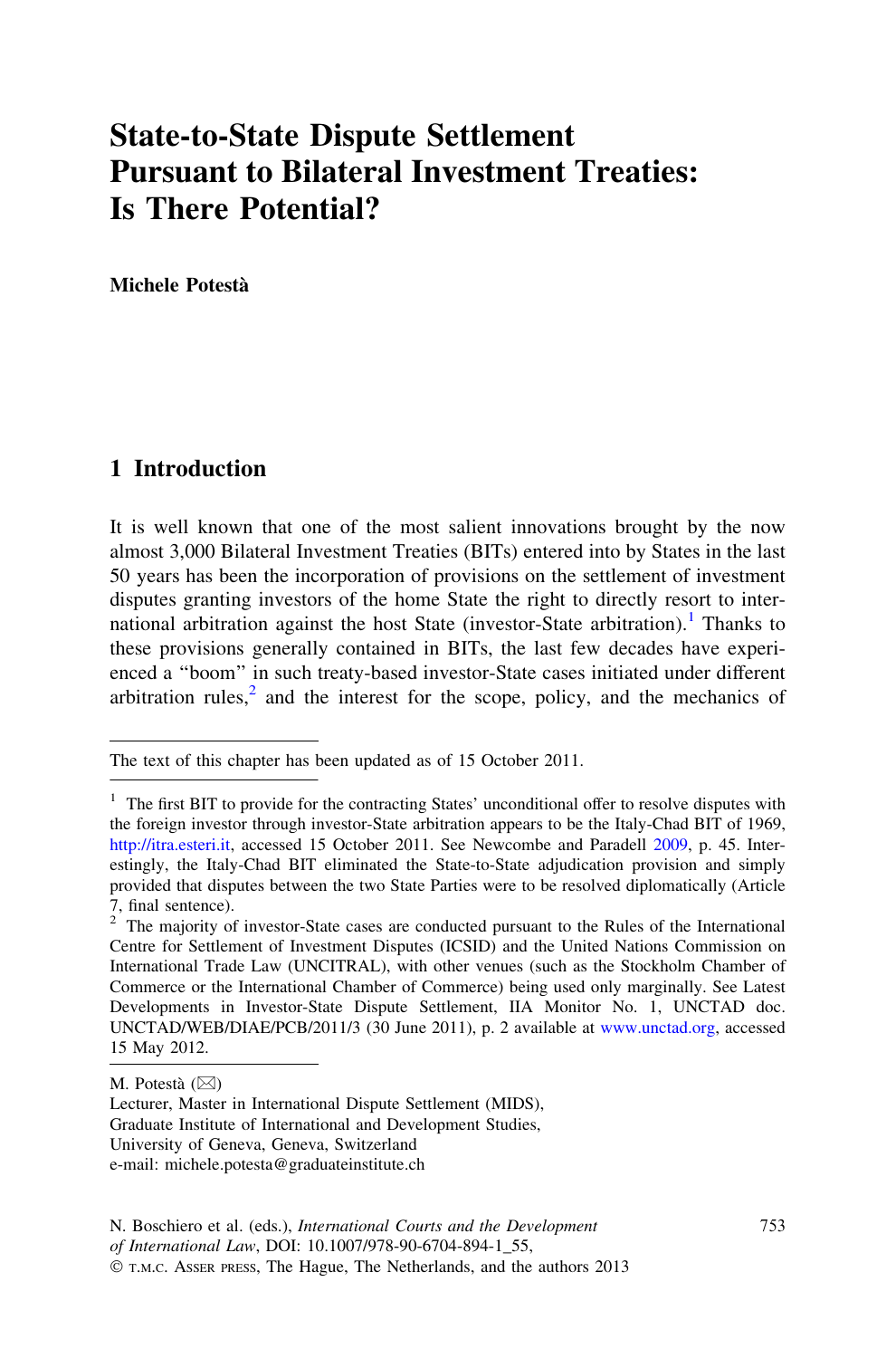# State-to-State Dispute Settlement Pursuant to Bilateral Investment Treaties: Is There Potential?

**Michele Potestà**

## 1 Introduction

It is well known that one of the most salient innovations brought by the now almost 3,000 Bilateral Investment Treaties (BITs) entered into by States in the last 50 years has been the incorporation of provisions on the settlement of investment disputes granting investors of the home State the right to directly resort to international arbitration against the host State (investor-State arbitration).[1] Thanks to these provisions generally contained in BITs, the last few decades have experienced a "boom" in such treaty-based investor-State cases initiated under different arbitration rules,[2] and the interest for the scope, policy, and the mechanics of

---

The text of this chapter has been updated as of 15 October 2011.

[1] The first BIT to provide for the contracting States' unconditional offer to resolve disputes with the foreign investor through investor-State arbitration appears to be the Italy-Chad BIT of 1969, http://itra.esteri.it, accessed 15 October 2011. See Newcombe and Paradell 2009, p. 45. Interestingly, the Italy-Chad BIT eliminated the State-to-State adjudication provision and simply provided that disputes between the two State Parties were to be resolved diplomatically (Article 7, final sentence).

[2] The majority of investor-State cases are conducted pursuant to the Rules of the International Centre for Settlement of Investment Disputes (ICSID) and the United Nations Commission on International Trade Law (UNCITRAL), with other venues (such as the Stockholm Chamber of Commerce or the International Chamber of Commerce) being used only marginally. See Latest Developments in Investor-State Dispute Settlement, IIA Monitor No. 1, UNCTAD doc. UNCTAD/WEB/DIAE/PCB/2011/3 (30 June 2011), p. 2 available at www.unctad.org, accessed 15 May 2012.

M. Potestà (✉)
Lecturer, Master in International Dispute Settlement (MIDS),
Graduate Institute of International and Development Studies,
University of Geneva, Geneva, Switzerland
e-mail: michele.potesta@graduateinstitute.ch

N. Boschiero et al. (eds.), *International Courts and the Development of International Law*, DOI: 10.1007/978-90-6704-894-1_55,
© T.M.C. Asser press, The Hague, The Netherlands, and the authors 2013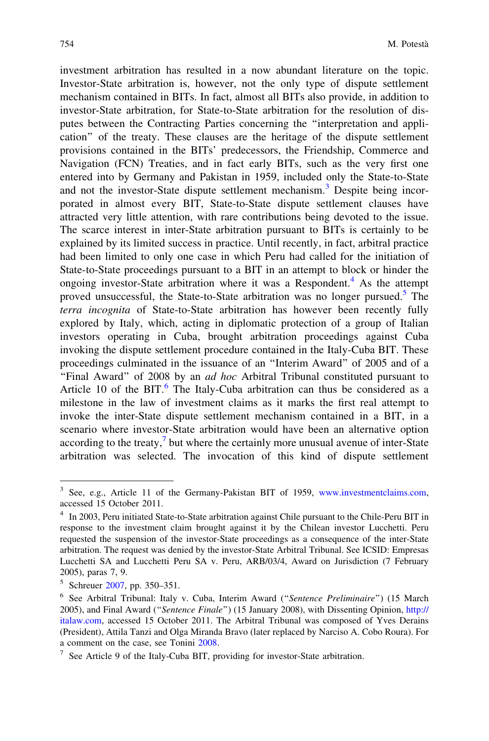investment arbitration has resulted in a now abundant literature on the topic. Investor-State arbitration is, however, not the only type of dispute settlement mechanism contained in BITs. In fact, almost all BITs also provide, in addition to investor-State arbitration, for State-to-State arbitration for the resolution of disputes between the Contracting Parties concerning the "interpretation and application" of the treaty. These clauses are the heritage of the dispute settlement provisions contained in the BITs' predecessors, the Friendship, Commerce and Navigation (FCN) Treaties, and in fact early BITs, such as the very first one entered into by Germany and Pakistan in 1959, included only the State-to-State and not the investor-State dispute settlement mechanism.[3] Despite being incorporated in almost every BIT, State-to-State dispute settlement clauses have attracted very little attention, with rare contributions being devoted to the issue. The scarce interest in inter-State arbitration pursuant to BITs is certainly to be explained by its limited success in practice. Until recently, in fact, arbitral practice had been limited to only one case in which Peru had called for the initiation of State-to-State proceedings pursuant to a BIT in an attempt to block or hinder the ongoing investor-State arbitration where it was a Respondent.[4] As the attempt proved unsuccessful, the State-to-State arbitration was no longer pursued.[5] The *terra incognita* of State-to-State arbitration has however been recently fully explored by Italy, which, acting in diplomatic protection of a group of Italian investors operating in Cuba, brought arbitration proceedings against Cuba invoking the dispute settlement procedure contained in the Italy-Cuba BIT. These proceedings culminated in the issuance of an "Interim Award" of 2005 and of a "Final Award" of 2008 by an *ad hoc* Arbitral Tribunal constituted pursuant to Article 10 of the BIT.[6] The Italy-Cuba arbitration can thus be considered as a milestone in the law of investment claims as it marks the first real attempt to invoke the inter-State dispute settlement mechanism contained in a BIT, in a scenario where investor-State arbitration would have been an alternative option according to the treaty,[7] but where the certainly more unusual avenue of inter-State arbitration was selected. The invocation of this kind of dispute settlement

---

[3] See, e.g., Article 11 of the Germany-Pakistan BIT of 1959, www.investmentclaims.com, accessed 15 October 2011.

[4] In 2003, Peru initiated State-to-State arbitration against Chile pursuant to the Chile-Peru BIT in response to the investment claim brought against it by the Chilean investor Lucchetti. Peru requested the suspension of the investor-State proceedings as a consequence of the inter-State arbitration. The request was denied by the investor-State Arbitral Tribunal. See ICSID: Empresas Lucchetti SA and Lucchetti Peru SA v. Peru, ARB/03/4, Award on Jurisdiction (7 February 2005), paras 7, 9.

[5] Schreuer 2007, pp. 350–351.

[6] See Arbitral Tribunal: Italy v. Cuba, Interim Award ("*Sentence Preliminaire*") (15 March 2005), and Final Award ("*Sentence Finale*") (15 January 2008), with Dissenting Opinion, http://italaw.com, accessed 15 October 2011. The Arbitral Tribunal was composed of Yves Derains (President), Attila Tanzi and Olga Miranda Bravo (later replaced by Narciso A. Cobo Roura). For a comment on the case, see Tonini 2008.

[7] See Article 9 of the Italy-Cuba BIT, providing for investor-State arbitration.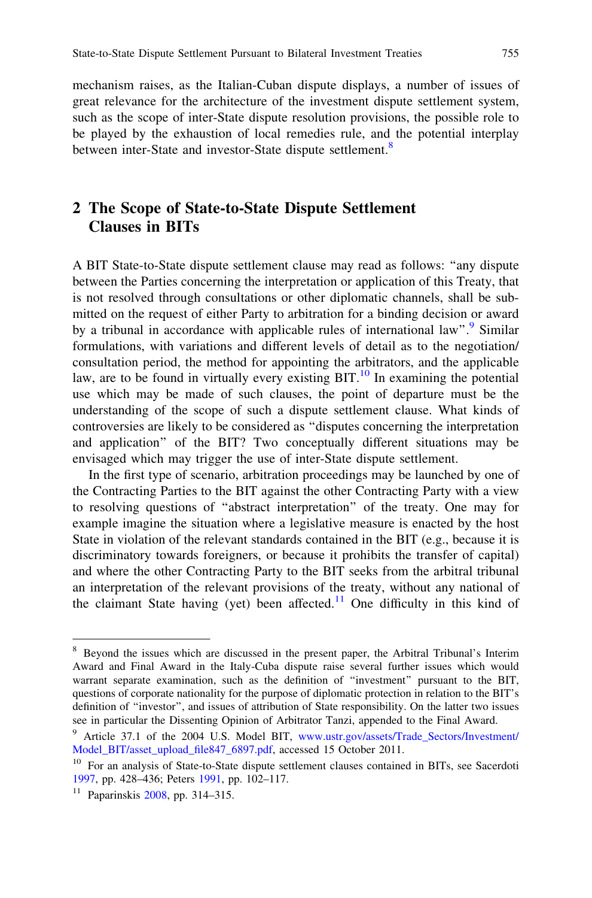mechanism raises, as the Italian-Cuban dispute displays, a number of issues of great relevance for the architecture of the investment dispute settlement system, such as the scope of inter-State dispute resolution provisions, the possible role to be played by the exhaustion of local remedies rule, and the potential interplay between inter-State and investor-State dispute settlement.[8]

## 2 The Scope of State-to-State Dispute Settlement Clauses in BITs

A BIT State-to-State dispute settlement clause may read as follows: "any dispute between the Parties concerning the interpretation or application of this Treaty, that is not resolved through consultations or other diplomatic channels, shall be submitted on the request of either Party to arbitration for a binding decision or award by a tribunal in accordance with applicable rules of international law".[9] Similar formulations, with variations and different levels of detail as to the negotiation/consultation period, the method for appointing the arbitrators, and the applicable law, are to be found in virtually every existing BIT.[10] In examining the potential use which may be made of such clauses, the point of departure must be the understanding of the scope of such a dispute settlement clause. What kinds of controversies are likely to be considered as "disputes concerning the interpretation and application" of the BIT? Two conceptually different situations may be envisaged which may trigger the use of inter-State dispute settlement.

In the first type of scenario, arbitration proceedings may be launched by one of the Contracting Parties to the BIT against the other Contracting Party with a view to resolving questions of "abstract interpretation" of the treaty. One may for example imagine the situation where a legislative measure is enacted by the host State in violation of the relevant standards contained in the BIT (e.g., because it is discriminatory towards foreigners, or because it prohibits the transfer of capital) and where the other Contracting Party to the BIT seeks from the arbitral tribunal an interpretation of the relevant provisions of the treaty, without any national of the claimant State having (yet) been affected.[11] One difficulty in this kind of

---

[8] Beyond the issues which are discussed in the present paper, the Arbitral Tribunal's Interim Award and Final Award in the Italy-Cuba dispute raise several further issues which would warrant separate examination, such as the definition of "investment" pursuant to the BIT, questions of corporate nationality for the purpose of diplomatic protection in relation to the BIT's definition of "investor", and issues of attribution of State responsibility. On the latter two issues see in particular the Dissenting Opinion of Arbitrator Tanzi, appended to the Final Award.

[9] Article 37.1 of the 2004 U.S. Model BIT, www.ustr.gov/assets/Trade_Sectors/Investment/Model_BIT/asset_upload_file847_6897.pdf, accessed 15 October 2011.

[10] For an analysis of State-to-State dispute settlement clauses contained in BITs, see Sacerdoti 1997, pp. 428–436; Peters 1991, pp. 102–117.

[11] Paparinskis 2008, pp. 314–315.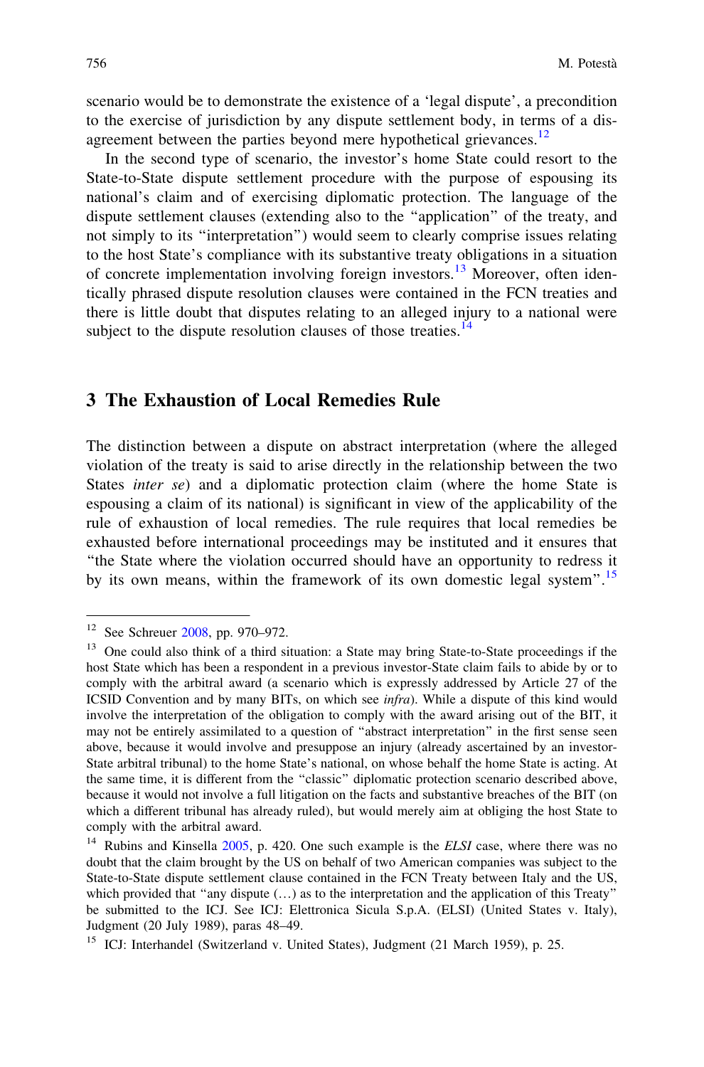scenario would be to demonstrate the existence of a 'legal dispute', a precondition to the exercise of jurisdiction by any dispute settlement body, in terms of a disagreement between the parties beyond mere hypothetical grievances.[12]

In the second type of scenario, the investor's home State could resort to the State-to-State dispute settlement procedure with the purpose of espousing its national's claim and of exercising diplomatic protection. The language of the dispute settlement clauses (extending also to the "application" of the treaty, and not simply to its "interpretation") would seem to clearly comprise issues relating to the host State's compliance with its substantive treaty obligations in a situation of concrete implementation involving foreign investors.[13] Moreover, often identically phrased dispute resolution clauses were contained in the FCN treaties and there is little doubt that disputes relating to an alleged injury to a national were subject to the dispute resolution clauses of those treaties.[14]

## 3 The Exhaustion of Local Remedies Rule

The distinction between a dispute on abstract interpretation (where the alleged violation of the treaty is said to arise directly in the relationship between the two States *inter se*) and a diplomatic protection claim (where the home State is espousing a claim of its national) is significant in view of the applicability of the rule of exhaustion of local remedies. The rule requires that local remedies be exhausted before international proceedings may be instituted and it ensures that "the State where the violation occurred should have an opportunity to redress it by its own means, within the framework of its own domestic legal system".[15]

---

[12] See Schreuer 2008, pp. 970–972.

[13] One could also think of a third situation: a State may bring State-to-State proceedings if the host State which has been a respondent in a previous investor-State claim fails to abide by or to comply with the arbitral award (a scenario which is expressly addressed by Article 27 of the ICSID Convention and by many BITs, on which see *infra*). While a dispute of this kind would involve the interpretation of the obligation to comply with the award arising out of the BIT, it may not be entirely assimilated to a question of "abstract interpretation" in the first sense seen above, because it would involve and presuppose an injury (already ascertained by an investor-State arbitral tribunal) to the home State's national, on whose behalf the home State is acting. At the same time, it is different from the "classic" diplomatic protection scenario described above, because it would not involve a full litigation on the facts and substantive breaches of the BIT (on which a different tribunal has already ruled), but would merely aim at obliging the host State to comply with the arbitral award.

[14] Rubins and Kinsella 2005, p. 420. One such example is the *ELSI* case, where there was no doubt that the claim brought by the US on behalf of two American companies was subject to the State-to-State dispute settlement clause contained in the FCN Treaty between Italy and the US, which provided that "any dispute (…) as to the interpretation and the application of this Treaty" be submitted to the ICJ. See ICJ: Elettronica Sicula S.p.A. (ELSI) (United States v. Italy), Judgment (20 July 1989), paras 48–49.

[15] ICJ: Interhandel (Switzerland v. United States), Judgment (21 March 1959), p. 25.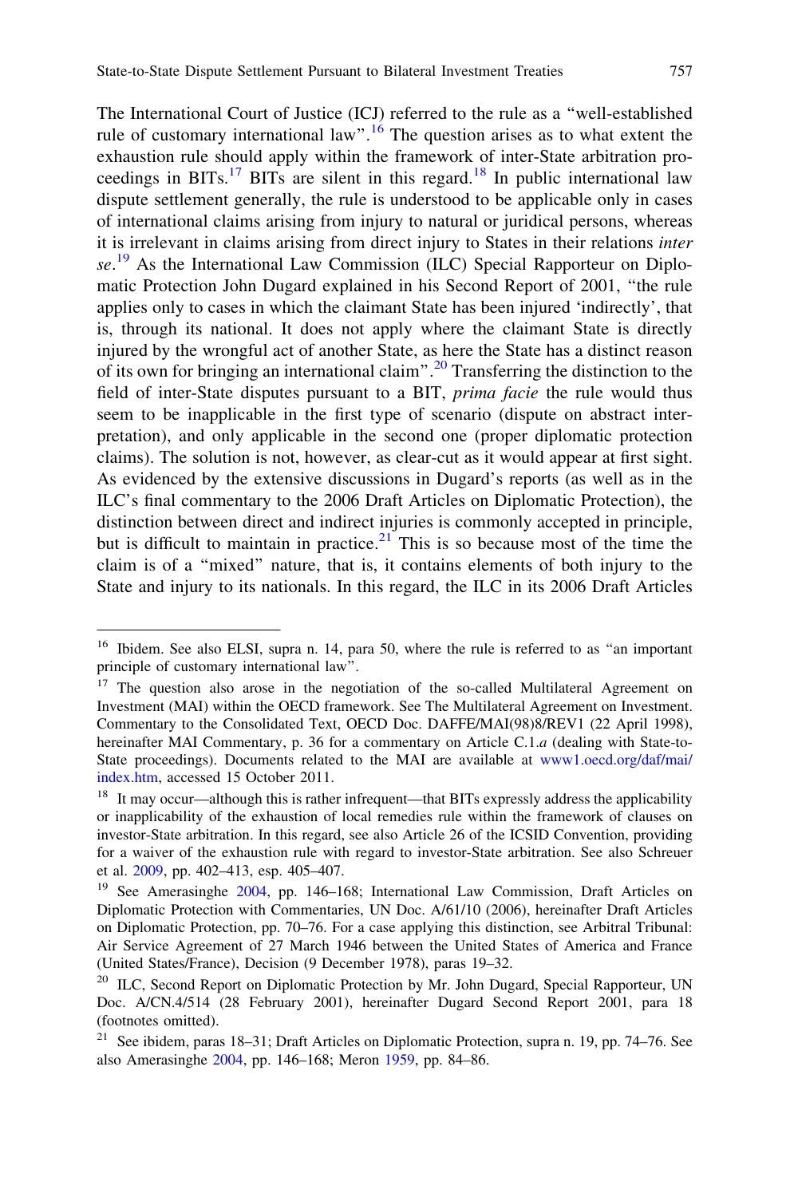The International Court of Justice (ICJ) referred to the rule as a "well-established rule of customary international law".[16] The question arises as to what extent the exhaustion rule should apply within the framework of inter-State arbitration proceedings in BITs.[17] BITs are silent in this regard.[18] In public international law dispute settlement generally, the rule is understood to be applicable only in cases of international claims arising from injury to natural or juridical persons, whereas it is irrelevant in claims arising from direct injury to States in their relations *inter se*.[19] As the International Law Commission (ILC) Special Rapporteur on Diplomatic Protection John Dugard explained in his Second Report of 2001, "the rule applies only to cases in which the claimant State has been injured 'indirectly', that is, through its national. It does not apply where the claimant State is directly injured by the wrongful act of another State, as here the State has a distinct reason of its own for bringing an international claim".[20] Transferring the distinction to the field of inter-State disputes pursuant to a BIT, *prima facie* the rule would thus seem to be inapplicable in the first type of scenario (dispute on abstract interpretation), and only applicable in the second one (proper diplomatic protection claims). The solution is not, however, as clear-cut as it would appear at first sight. As evidenced by the extensive discussions in Dugard's reports (as well as in the ILC's final commentary to the 2006 Draft Articles on Diplomatic Protection), the distinction between direct and indirect injuries is commonly accepted in principle, but is difficult to maintain in practice.[21] This is so because most of the time the claim is of a "mixed" nature, that is, it contains elements of both injury to the State and injury to its nationals. In this regard, the ILC in its 2006 Draft Articles

---

[16] Ibidem. See also ELSI, supra n. 14, para 50, where the rule is referred to as "an important principle of customary international law".

[17] The question also arose in the negotiation of the so-called Multilateral Agreement on Investment (MAI) within the OECD framework. See The Multilateral Agreement on Investment. Commentary to the Consolidated Text, OECD Doc. DAFFE/MAI(98)8/REV1 (22 April 1998), hereinafter MAI Commentary, p. 36 for a commentary on Article C.1.*a* (dealing with State-to-State proceedings). Documents related to the MAI are available at www1.oecd.org/daf/mai/index.htm, accessed 15 October 2011.

[18] It may occur—although this is rather infrequent—that BITs expressly address the applicability or inapplicability of the exhaustion of local remedies rule within the framework of clauses on investor-State arbitration. In this regard, see also Article 26 of the ICSID Convention, providing for a waiver of the exhaustion rule with regard to investor-State arbitration. See also Schreuer et al. 2009, pp. 402–413, esp. 405–407.

[19] See Amerasinghe 2004, pp. 146–168; International Law Commission, Draft Articles on Diplomatic Protection with Commentaries, UN Doc. A/61/10 (2006), hereinafter Draft Articles on Diplomatic Protection, pp. 70–76. For a case applying this distinction, see Arbitral Tribunal: Air Service Agreement of 27 March 1946 between the United States of America and France (United States/France), Decision (9 December 1978), paras 19–32.

[20] ILC, Second Report on Diplomatic Protection by Mr. John Dugard, Special Rapporteur, UN Doc. A/CN.4/514 (28 February 2001), hereinafter Dugard Second Report 2001, para 18 (footnotes omitted).

[21] See ibidem, paras 18–31; Draft Articles on Diplomatic Protection, supra n. 19, pp. 74–76. See also Amerasinghe 2004, pp. 146–168; Meron 1959, pp. 84–86.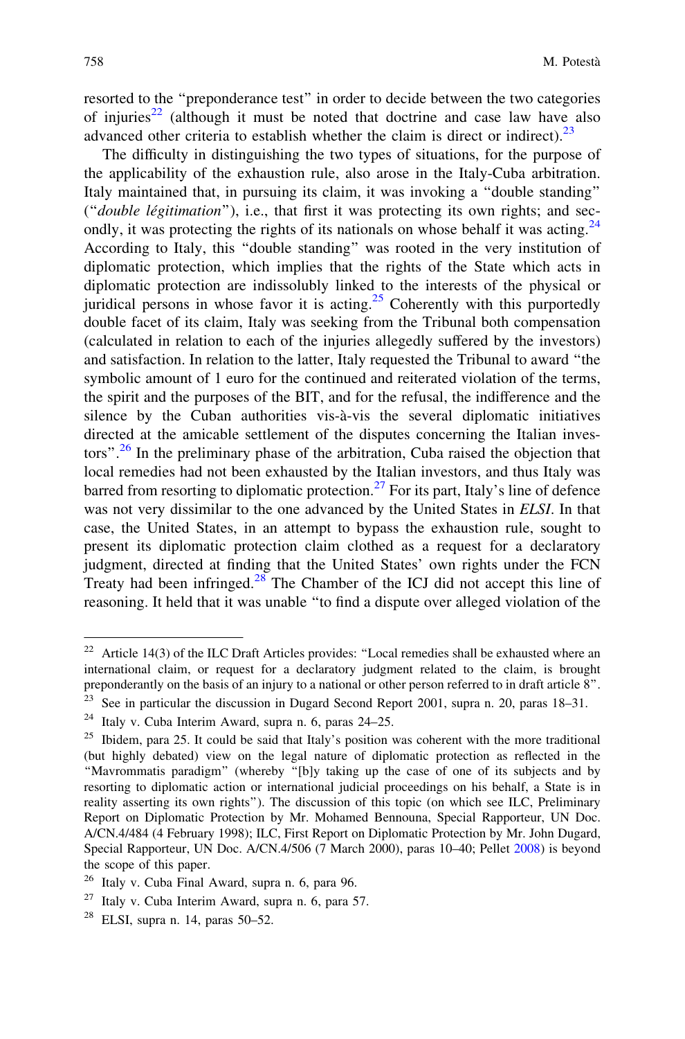resorted to the "preponderance test" in order to decide between the two categories of injuries[22] (although it must be noted that doctrine and case law have also advanced other criteria to establish whether the claim is direct or indirect).[23]

The difficulty in distinguishing the two types of situations, for the purpose of the applicability of the exhaustion rule, also arose in the Italy-Cuba arbitration. Italy maintained that, in pursuing its claim, it was invoking a "double standing" ("*double légitimation*"), i.e., that first it was protecting its own rights; and secondly, it was protecting the rights of its nationals on whose behalf it was acting.[24] According to Italy, this "double standing" was rooted in the very institution of diplomatic protection, which implies that the rights of the State which acts in diplomatic protection are indissolubly linked to the interests of the physical or juridical persons in whose favor it is acting.[25] Coherently with this purportedly double facet of its claim, Italy was seeking from the Tribunal both compensation (calculated in relation to each of the injuries allegedly suffered by the investors) and satisfaction. In relation to the latter, Italy requested the Tribunal to award "the symbolic amount of 1 euro for the continued and reiterated violation of the terms, the spirit and the purposes of the BIT, and for the refusal, the indifference and the silence by the Cuban authorities vis-à-vis the several diplomatic initiatives directed at the amicable settlement of the disputes concerning the Italian investors".[26] In the preliminary phase of the arbitration, Cuba raised the objection that local remedies had not been exhausted by the Italian investors, and thus Italy was barred from resorting to diplomatic protection.[27] For its part, Italy's line of defence was not very dissimilar to the one advanced by the United States in *ELSI*. In that case, the United States, in an attempt to bypass the exhaustion rule, sought to present its diplomatic protection claim clothed as a request for a declaratory judgment, directed at finding that the United States' own rights under the FCN Treaty had been infringed.[28] The Chamber of the ICJ did not accept this line of reasoning. It held that it was unable "to find a dispute over alleged violation of the

---

[22] Article 14(3) of the ILC Draft Articles provides: "Local remedies shall be exhausted where an international claim, or request for a declaratory judgment related to the claim, is brought preponderantly on the basis of an injury to a national or other person referred to in draft article 8".

[23] See in particular the discussion in Dugard Second Report 2001, supra n. 20, paras 18–31.

[24] Italy v. Cuba Interim Award, supra n. 6, paras 24–25.

[25] Ibidem, para 25. It could be said that Italy's position was coherent with the more traditional (but highly debated) view on the legal nature of diplomatic protection as reflected in the "Mavrommatis paradigm" (whereby "[b]y taking up the case of one of its subjects and by resorting to diplomatic action or international judicial proceedings on his behalf, a State is in reality asserting its own rights"). The discussion of this topic (on which see ILC, Preliminary Report on Diplomatic Protection by Mr. Mohamed Bennouna, Special Rapporteur, UN Doc. A/CN.4/484 (4 February 1998); ILC, First Report on Diplomatic Protection by Mr. John Dugard, Special Rapporteur, UN Doc. A/CN.4/506 (7 March 2000), paras 10–40; Pellet 2008) is beyond the scope of this paper.

[26] Italy v. Cuba Final Award, supra n. 6, para 96.

[27] Italy v. Cuba Interim Award, supra n. 6, para 57.

[28] ELSI, supra n. 14, paras 50–52.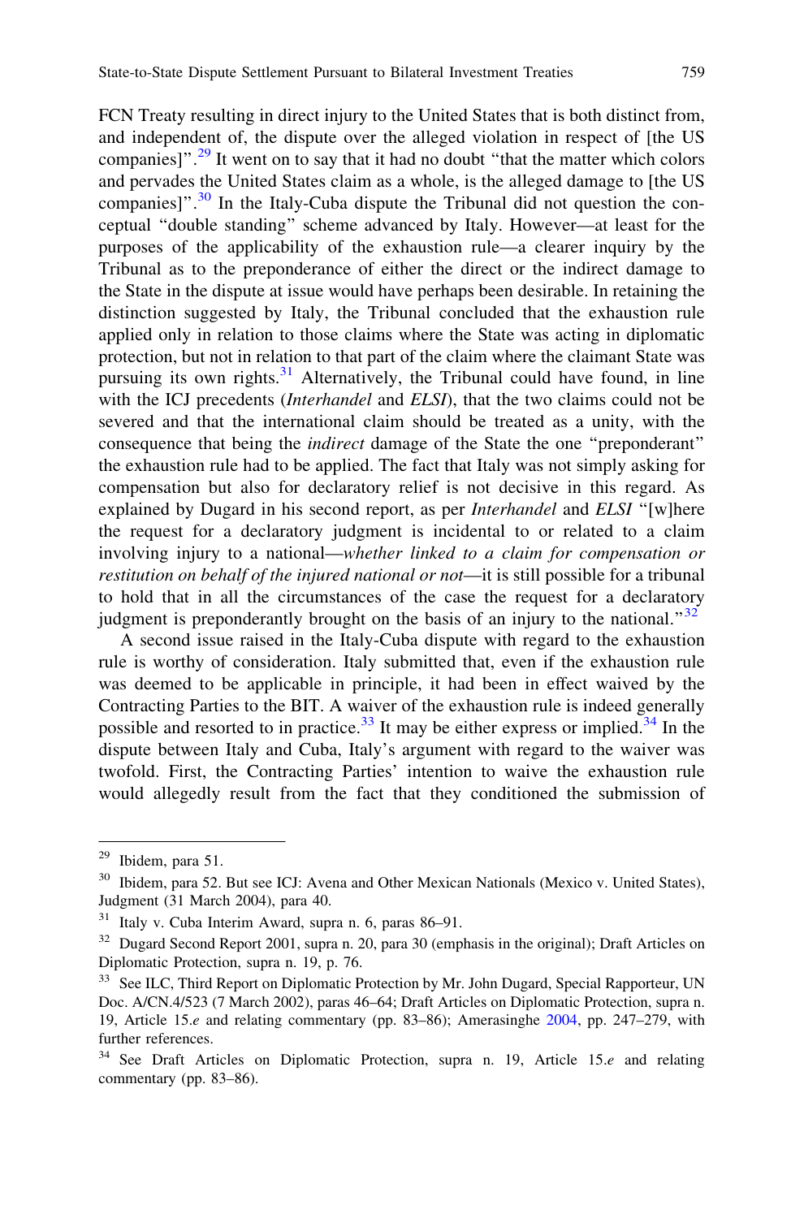FCN Treaty resulting in direct injury to the United States that is both distinct from, and independent of, the dispute over the alleged violation in respect of [the US companies]".[29] It went on to say that it had no doubt "that the matter which colors and pervades the United States claim as a whole, is the alleged damage to [the US companies]".[30] In the Italy-Cuba dispute the Tribunal did not question the conceptual "double standing" scheme advanced by Italy. However—at least for the purposes of the applicability of the exhaustion rule—a clearer inquiry by the Tribunal as to the preponderance of either the direct or the indirect damage to the State in the dispute at issue would have perhaps been desirable. In retaining the distinction suggested by Italy, the Tribunal concluded that the exhaustion rule applied only in relation to those claims where the State was acting in diplomatic protection, but not in relation to that part of the claim where the claimant State was pursuing its own rights.[31] Alternatively, the Tribunal could have found, in line with the ICJ precedents (*Interhandel* and *ELSI*), that the two claims could not be severed and that the international claim should be treated as a unity, with the consequence that being the *indirect* damage of the State the one "preponderant" the exhaustion rule had to be applied. The fact that Italy was not simply asking for compensation but also for declaratory relief is not decisive in this regard. As explained by Dugard in his second report, as per *Interhandel* and *ELSI* "[w]here the request for a declaratory judgment is incidental to or related to a claim involving injury to a national—*whether linked to a claim for compensation or restitution on behalf of the injured national or not*—it is still possible for a tribunal to hold that in all the circumstances of the case the request for a declaratory judgment is preponderantly brought on the basis of an injury to the national."[32]

A second issue raised in the Italy-Cuba dispute with regard to the exhaustion rule is worthy of consideration. Italy submitted that, even if the exhaustion rule was deemed to be applicable in principle, it had been in effect waived by the Contracting Parties to the BIT. A waiver of the exhaustion rule is indeed generally possible and resorted to in practice.[33] It may be either express or implied.[34] In the dispute between Italy and Cuba, Italy's argument with regard to the waiver was twofold. First, the Contracting Parties' intention to waive the exhaustion rule would allegedly result from the fact that they conditioned the submission of

---

[29] Ibidem, para 51.

[30] Ibidem, para 52. But see ICJ: Avena and Other Mexican Nationals (Mexico v. United States), Judgment (31 March 2004), para 40.

[31] Italy v. Cuba Interim Award, supra n. 6, paras 86–91.

[32] Dugard Second Report 2001, supra n. 20, para 30 (emphasis in the original); Draft Articles on Diplomatic Protection, supra n. 19, p. 76.

[33] See ILC, Third Report on Diplomatic Protection by Mr. John Dugard, Special Rapporteur, UN Doc. A/CN.4/523 (7 March 2002), paras 46–64; Draft Articles on Diplomatic Protection, supra n. 19, Article 15.*e* and relating commentary (pp. 83–86); Amerasinghe 2004, pp. 247–279, with further references.

[34] See Draft Articles on Diplomatic Protection, supra n. 19, Article 15.*e* and relating commentary (pp. 83–86).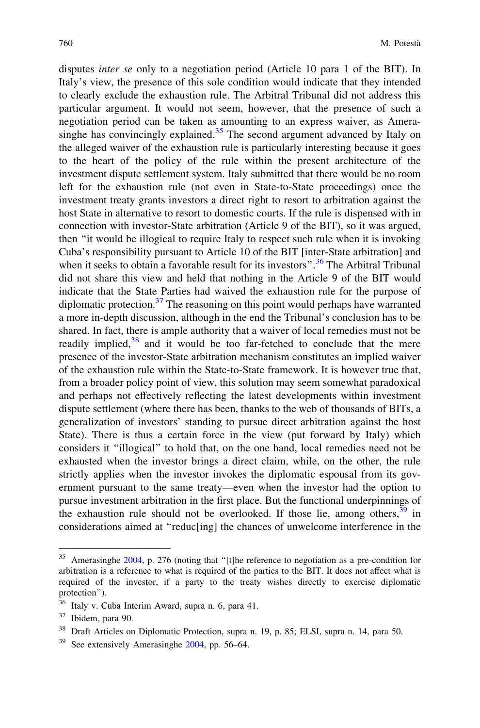disputes *inter se* only to a negotiation period (Article 10 para 1 of the BIT). In Italy's view, the presence of this sole condition would indicate that they intended to clearly exclude the exhaustion rule. The Arbitral Tribunal did not address this particular argument. It would not seem, however, that the presence of such a negotiation period can be taken as amounting to an express waiver, as Amerasinghe has convincingly explained.[35] The second argument advanced by Italy on the alleged waiver of the exhaustion rule is particularly interesting because it goes to the heart of the policy of the rule within the present architecture of the investment dispute settlement system. Italy submitted that there would be no room left for the exhaustion rule (not even in State-to-State proceedings) once the investment treaty grants investors a direct right to resort to arbitration against the host State in alternative to resort to domestic courts. If the rule is dispensed with in connection with investor-State arbitration (Article 9 of the BIT), so it was argued, then "it would be illogical to require Italy to respect such rule when it is invoking Cuba's responsibility pursuant to Article 10 of the BIT [inter-State arbitration] and when it seeks to obtain a favorable result for its investors".[36] The Arbitral Tribunal did not share this view and held that nothing in the Article 9 of the BIT would indicate that the State Parties had waived the exhaustion rule for the purpose of diplomatic protection.[37] The reasoning on this point would perhaps have warranted a more in-depth discussion, although in the end the Tribunal's conclusion has to be shared. In fact, there is ample authority that a waiver of local remedies must not be readily implied,[38] and it would be too far-fetched to conclude that the mere presence of the investor-State arbitration mechanism constitutes an implied waiver of the exhaustion rule within the State-to-State framework. It is however true that, from a broader policy point of view, this solution may seem somewhat paradoxical and perhaps not effectively reflecting the latest developments within investment dispute settlement (where there has been, thanks to the web of thousands of BITs, a generalization of investors' standing to pursue direct arbitration against the host State). There is thus a certain force in the view (put forward by Italy) which considers it "illogical" to hold that, on the one hand, local remedies need not be exhausted when the investor brings a direct claim, while, on the other, the rule strictly applies when the investor invokes the diplomatic espousal from its government pursuant to the same treaty—even when the investor had the option to pursue investment arbitration in the first place. But the functional underpinnings of the exhaustion rule should not be overlooked. If those lie, among others,[39] in considerations aimed at "reduc[ing] the chances of unwelcome interference in the

---

[35] Amerasinghe 2004, p. 276 (noting that "[t]he reference to negotiation as a pre-condition for arbitration is a reference to what is required of the parties to the BIT. It does not affect what is required of the investor, if a party to the treaty wishes directly to exercise diplomatic protection").

[36] Italy v. Cuba Interim Award, supra n. 6, para 41.

[37] Ibidem, para 90.

[38] Draft Articles on Diplomatic Protection, supra n. 19, p. 85; ELSI, supra n. 14, para 50.

[39] See extensively Amerasinghe 2004, pp. 56–64.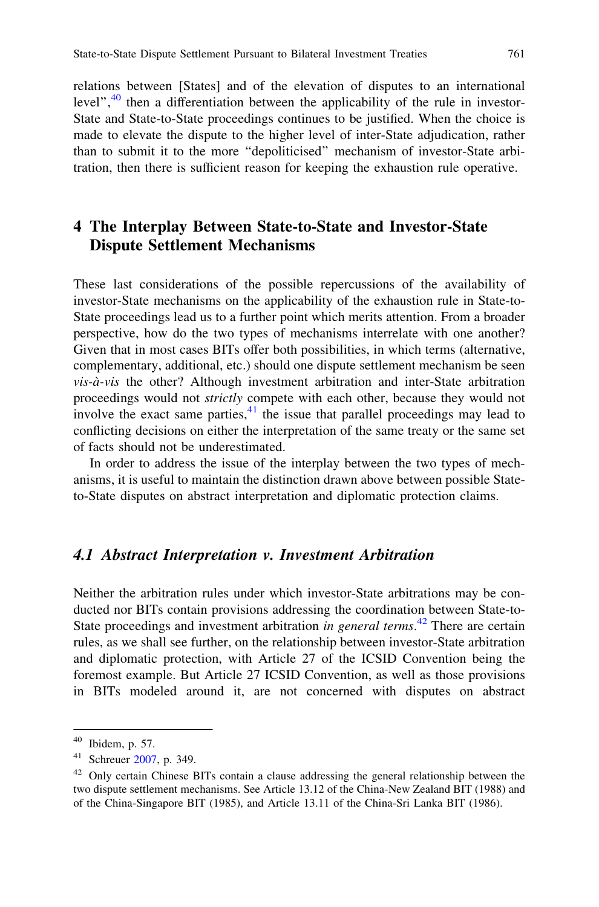relations between [States] and of the elevation of disputes to an international level",[40] then a differentiation between the applicability of the rule in investor-State and State-to-State proceedings continues to be justified. When the choice is made to elevate the dispute to the higher level of inter-State adjudication, rather than to submit it to the more "depoliticised" mechanism of investor-State arbitration, then there is sufficient reason for keeping the exhaustion rule operative.

## 4 The Interplay Between State-to-State and Investor-State Dispute Settlement Mechanisms

These last considerations of the possible repercussions of the availability of investor-State mechanisms on the applicability of the exhaustion rule in State-to-State proceedings lead us to a further point which merits attention. From a broader perspective, how do the two types of mechanisms interrelate with one another? Given that in most cases BITs offer both possibilities, in which terms (alternative, complementary, additional, etc.) should one dispute settlement mechanism be seen *vis-à-vis* the other? Although investment arbitration and inter-State arbitration proceedings would not *strictly* compete with each other, because they would not involve the exact same parties,[41] the issue that parallel proceedings may lead to conflicting decisions on either the interpretation of the same treaty or the same set of facts should not be underestimated.

In order to address the issue of the interplay between the two types of mechanisms, it is useful to maintain the distinction drawn above between possible State-to-State disputes on abstract interpretation and diplomatic protection claims.

### *4.1 Abstract Interpretation v. Investment Arbitration*

Neither the arbitration rules under which investor-State arbitrations may be conducted nor BITs contain provisions addressing the coordination between State-to-State proceedings and investment arbitration *in general terms*.[42] There are certain rules, as we shall see further, on the relationship between investor-State arbitration and diplomatic protection, with Article 27 of the ICSID Convention being the foremost example. But Article 27 ICSID Convention, as well as those provisions in BITs modeled around it, are not concerned with disputes on abstract

---

[40] Ibidem, p. 57.

[41] Schreuer 2007, p. 349.

[42] Only certain Chinese BITs contain a clause addressing the general relationship between the two dispute settlement mechanisms. See Article 13.12 of the China-New Zealand BIT (1988) and of the China-Singapore BIT (1985), and Article 13.11 of the China-Sri Lanka BIT (1986).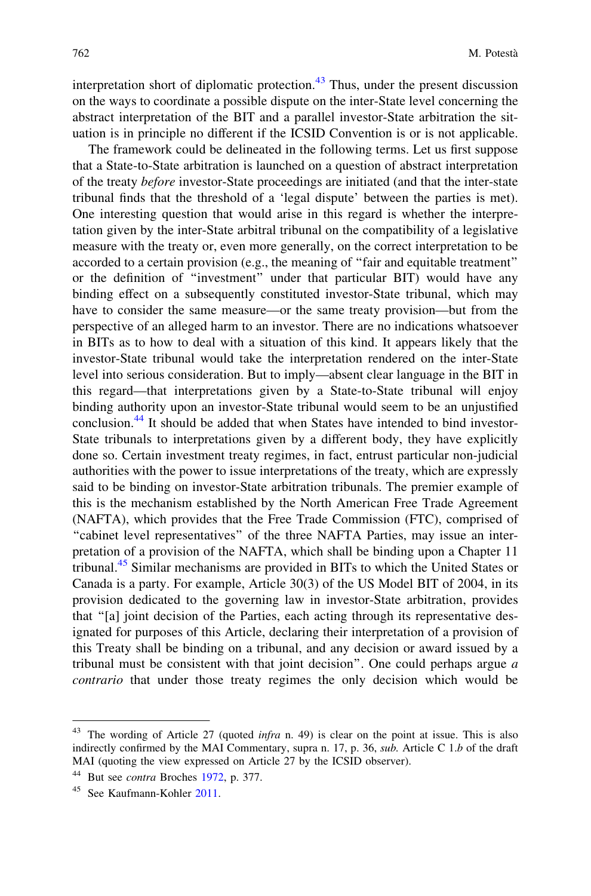interpretation short of diplomatic protection.[43] Thus, under the present discussion on the ways to coordinate a possible dispute on the inter-State level concerning the abstract interpretation of the BIT and a parallel investor-State arbitration the situation is in principle no different if the ICSID Convention is or is not applicable.

The framework could be delineated in the following terms. Let us first suppose that a State-to-State arbitration is launched on a question of abstract interpretation of the treaty *before* investor-State proceedings are initiated (and that the inter-state tribunal finds that the threshold of a 'legal dispute' between the parties is met). One interesting question that would arise in this regard is whether the interpretation given by the inter-State arbitral tribunal on the compatibility of a legislative measure with the treaty or, even more generally, on the correct interpretation to be accorded to a certain provision (e.g., the meaning of "fair and equitable treatment" or the definition of "investment" under that particular BIT) would have any binding effect on a subsequently constituted investor-State tribunal, which may have to consider the same measure—or the same treaty provision—but from the perspective of an alleged harm to an investor. There are no indications whatsoever in BITs as to how to deal with a situation of this kind. It appears likely that the investor-State tribunal would take the interpretation rendered on the inter-State level into serious consideration. But to imply—absent clear language in the BIT in this regard—that interpretations given by a State-to-State tribunal will enjoy binding authority upon an investor-State tribunal would seem to be an unjustified conclusion.[44] It should be added that when States have intended to bind investor-State tribunals to interpretations given by a different body, they have explicitly done so. Certain investment treaty regimes, in fact, entrust particular non-judicial authorities with the power to issue interpretations of the treaty, which are expressly said to be binding on investor-State arbitration tribunals. The premier example of this is the mechanism established by the North American Free Trade Agreement (NAFTA), which provides that the Free Trade Commission (FTC), comprised of "cabinet level representatives" of the three NAFTA Parties, may issue an interpretation of a provision of the NAFTA, which shall be binding upon a Chapter 11 tribunal.[45] Similar mechanisms are provided in BITs to which the United States or Canada is a party. For example, Article 30(3) of the US Model BIT of 2004, in its provision dedicated to the governing law in investor-State arbitration, provides that "[a] joint decision of the Parties, each acting through its representative designated for purposes of this Article, declaring their interpretation of a provision of this Treaty shall be binding on a tribunal, and any decision or award issued by a tribunal must be consistent with that joint decision". One could perhaps argue *a contrario* that under those treaty regimes the only decision which would be

---

[43] The wording of Article 27 (quoted *infra* n. 49) is clear on the point at issue. This is also indirectly confirmed by the MAI Commentary, supra n. 17, p. 36, *sub.* Article C 1.*b* of the draft MAI (quoting the view expressed on Article 27 by the ICSID observer).

[44] But see *contra* Broches 1972, p. 377.

[45] See Kaufmann-Kohler 2011.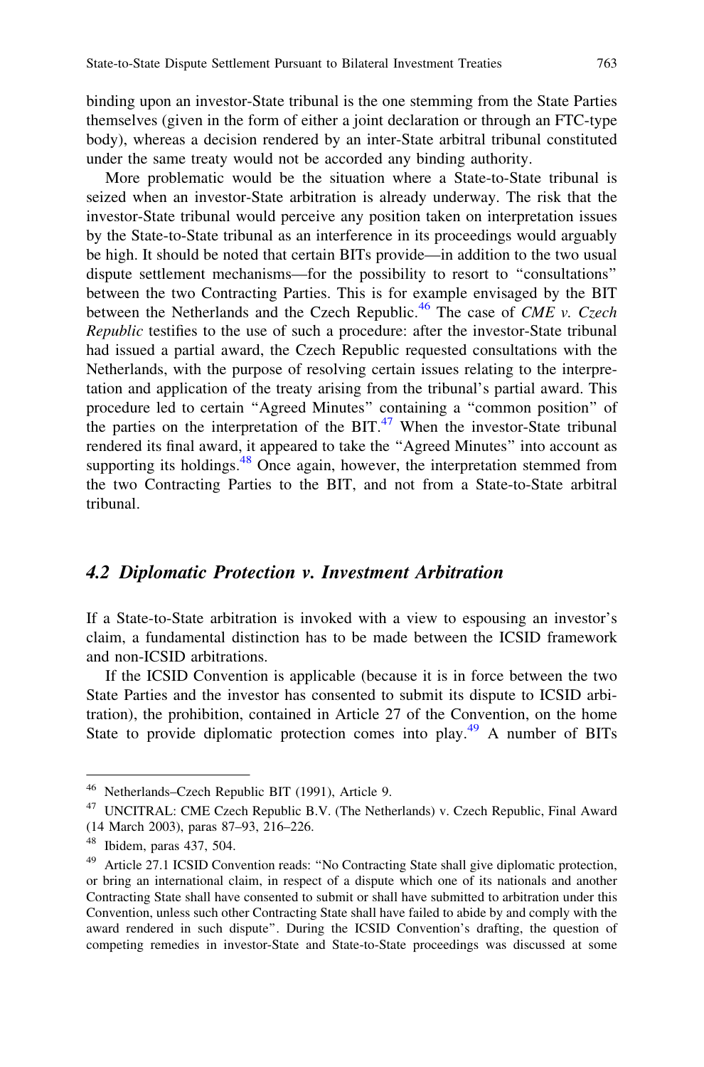binding upon an investor-State tribunal is the one stemming from the State Parties themselves (given in the form of either a joint declaration or through an FTC-type body), whereas a decision rendered by an inter-State arbitral tribunal constituted under the same treaty would not be accorded any binding authority.

More problematic would be the situation where a State-to-State tribunal is seized when an investor-State arbitration is already underway. The risk that the investor-State tribunal would perceive any position taken on interpretation issues by the State-to-State tribunal as an interference in its proceedings would arguably be high. It should be noted that certain BITs provide—in addition to the two usual dispute settlement mechanisms—for the possibility to resort to "consultations" between the two Contracting Parties. This is for example envisaged by the BIT between the Netherlands and the Czech Republic.[46] The case of *CME v. Czech Republic* testifies to the use of such a procedure: after the investor-State tribunal had issued a partial award, the Czech Republic requested consultations with the Netherlands, with the purpose of resolving certain issues relating to the interpretation and application of the treaty arising from the tribunal's partial award. This procedure led to certain "Agreed Minutes" containing a "common position" of the parties on the interpretation of the BIT.[47] When the investor-State tribunal rendered its final award, it appeared to take the "Agreed Minutes" into account as supporting its holdings.[48] Once again, however, the interpretation stemmed from the two Contracting Parties to the BIT, and not from a State-to-State arbitral tribunal.

### *4.2 Diplomatic Protection v. Investment Arbitration*

If a State-to-State arbitration is invoked with a view to espousing an investor's claim, a fundamental distinction has to be made between the ICSID framework and non-ICSID arbitrations.

If the ICSID Convention is applicable (because it is in force between the two State Parties and the investor has consented to submit its dispute to ICSID arbitration), the prohibition, contained in Article 27 of the Convention, on the home State to provide diplomatic protection comes into play.[49] A number of BITs

---

[46] Netherlands–Czech Republic BIT (1991), Article 9.

[47] UNCITRAL: CME Czech Republic B.V. (The Netherlands) v. Czech Republic, Final Award (14 March 2003), paras 87–93, 216–226.

[48] Ibidem, paras 437, 504.

[49] Article 27.1 ICSID Convention reads: "No Contracting State shall give diplomatic protection, or bring an international claim, in respect of a dispute which one of its nationals and another Contracting State shall have consented to submit or shall have submitted to arbitration under this Convention, unless such other Contracting State shall have failed to abide by and comply with the award rendered in such dispute". During the ICSID Convention's drafting, the question of competing remedies in investor-State and State-to-State proceedings was discussed at some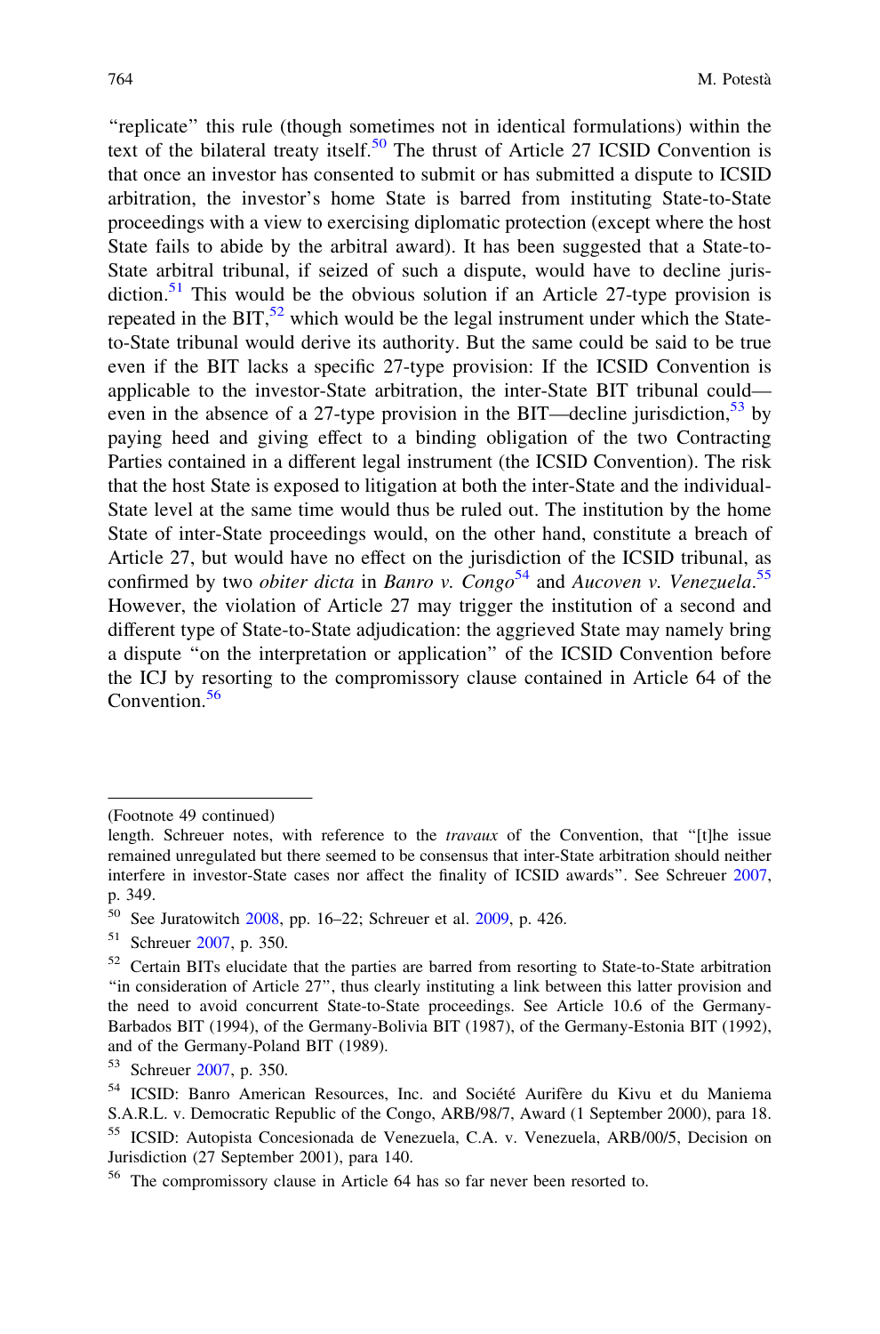"replicate" this rule (though sometimes not in identical formulations) within the text of the bilateral treaty itself.[50] The thrust of Article 27 ICSID Convention is that once an investor has consented to submit or has submitted a dispute to ICSID arbitration, the investor's home State is barred from instituting State-to-State proceedings with a view to exercising diplomatic protection (except where the host State fails to abide by the arbitral award). It has been suggested that a State-to-State arbitral tribunal, if seized of such a dispute, would have to decline jurisdiction.[51] This would be the obvious solution if an Article 27-type provision is repeated in the BIT,[52] which would be the legal instrument under which the State-to-State tribunal would derive its authority. But the same could be said to be true even if the BIT lacks a specific 27-type provision: If the ICSID Convention is applicable to the investor-State arbitration, the inter-State BIT tribunal could—even in the absence of a 27-type provision in the BIT—decline jurisdiction,[53] by paying heed and giving effect to a binding obligation of the two Contracting Parties contained in a different legal instrument (the ICSID Convention). The risk that the host State is exposed to litigation at both the inter-State and the individual-State level at the same time would thus be ruled out. The institution by the home State of inter-State proceedings would, on the other hand, constitute a breach of Article 27, but would have no effect on the jurisdiction of the ICSID tribunal, as confirmed by two *obiter dicta* in *Banro v. Congo*[54] and *Aucoven v. Venezuela*.[55] However, the violation of Article 27 may trigger the institution of a second and different type of State-to-State adjudication: the aggrieved State may namely bring a dispute "on the interpretation or application" of the ICSID Convention before the ICJ by resorting to the compromissory clause contained in Article 64 of the Convention.[56]

---

(Footnote 49 continued)
length. Schreuer notes, with reference to the *travaux* of the Convention, that "[t]he issue remained unregulated but there seemed to be consensus that inter-State arbitration should neither interfere in investor-State cases nor affect the finality of ICSID awards". See Schreuer 2007, p. 349.

[50] See Juratowitch 2008, pp. 16–22; Schreuer et al. 2009, p. 426.

[51] Schreuer 2007, p. 350.

[52] Certain BITs elucidate that the parties are barred from resorting to State-to-State arbitration "in consideration of Article 27", thus clearly instituting a link between this latter provision and the need to avoid concurrent State-to-State proceedings. See Article 10.6 of the Germany-Barbados BIT (1994), of the Germany-Bolivia BIT (1987), of the Germany-Estonia BIT (1992), and of the Germany-Poland BIT (1989).

[53] Schreuer 2007, p. 350.

[54] ICSID: Banro American Resources, Inc. and Société Aurifère du Kivu et du Maniema S.A.R.L. v. Democratic Republic of the Congo, ARB/98/7, Award (1 September 2000), para 18.

[55] ICSID: Autopista Concesionada de Venezuela, C.A. v. Venezuela, ARB/00/5, Decision on Jurisdiction (27 September 2001), para 140.

[56] The compromissory clause in Article 64 has so far never been resorted to.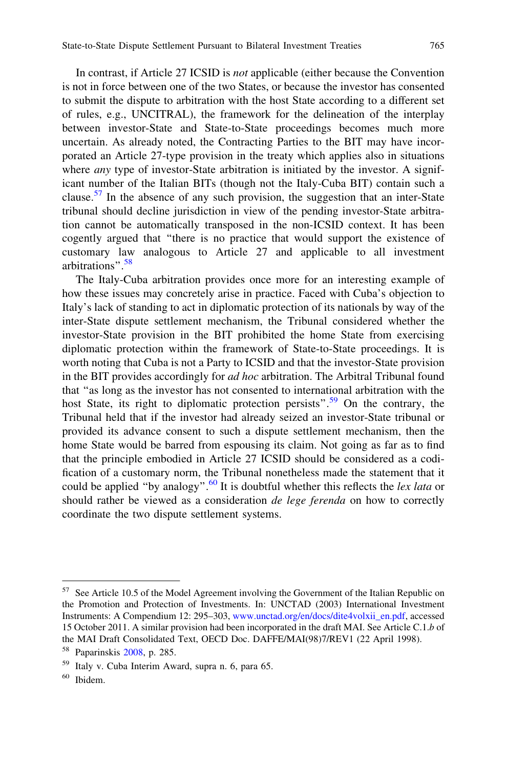In contrast, if Article 27 ICSID is *not* applicable (either because the Convention is not in force between one of the two States, or because the investor has consented to submit the dispute to arbitration with the host State according to a different set of rules, e.g., UNCITRAL), the framework for the delineation of the interplay between investor-State and State-to-State proceedings becomes much more uncertain. As already noted, the Contracting Parties to the BIT may have incorporated an Article 27-type provision in the treaty which applies also in situations where *any* type of investor-State arbitration is initiated by the investor. A significant number of the Italian BITs (though not the Italy-Cuba BIT) contain such a clause.[57] In the absence of any such provision, the suggestion that an inter-State tribunal should decline jurisdiction in view of the pending investor-State arbitration cannot be automatically transposed in the non-ICSID context. It has been cogently argued that "there is no practice that would support the existence of customary law analogous to Article 27 and applicable to all investment arbitrations".[58]

The Italy-Cuba arbitration provides once more for an interesting example of how these issues may concretely arise in practice. Faced with Cuba's objection to Italy's lack of standing to act in diplomatic protection of its nationals by way of the inter-State dispute settlement mechanism, the Tribunal considered whether the investor-State provision in the BIT prohibited the home State from exercising diplomatic protection within the framework of State-to-State proceedings. It is worth noting that Cuba is not a Party to ICSID and that the investor-State provision in the BIT provides accordingly for *ad hoc* arbitration. The Arbitral Tribunal found that "as long as the investor has not consented to international arbitration with the host State, its right to diplomatic protection persists".[59] On the contrary, the Tribunal held that if the investor had already seized an investor-State tribunal or provided its advance consent to such a dispute settlement mechanism, then the home State would be barred from espousing its claim. Not going as far as to find that the principle embodied in Article 27 ICSID should be considered as a codification of a customary norm, the Tribunal nonetheless made the statement that it could be applied "by analogy".[60] It is doubtful whether this reflects the *lex lata* or should rather be viewed as a consideration *de lege ferenda* on how to correctly coordinate the two dispute settlement systems.

---

[57] See Article 10.5 of the Model Agreement involving the Government of the Italian Republic on the Promotion and Protection of Investments. In: UNCTAD (2003) International Investment Instruments: A Compendium 12: 295–303, www.unctad.org/en/docs/dite4volxii_en.pdf, accessed 15 October 2011. A similar provision had been incorporated in the draft MAI. See Article C.1.*b* of the MAI Draft Consolidated Text, OECD Doc. DAFFE/MAI(98)7/REV1 (22 April 1998).

[58] Paparinskis 2008, p. 285.

[59] Italy v. Cuba Interim Award, supra n. 6, para 65.

[60] Ibidem.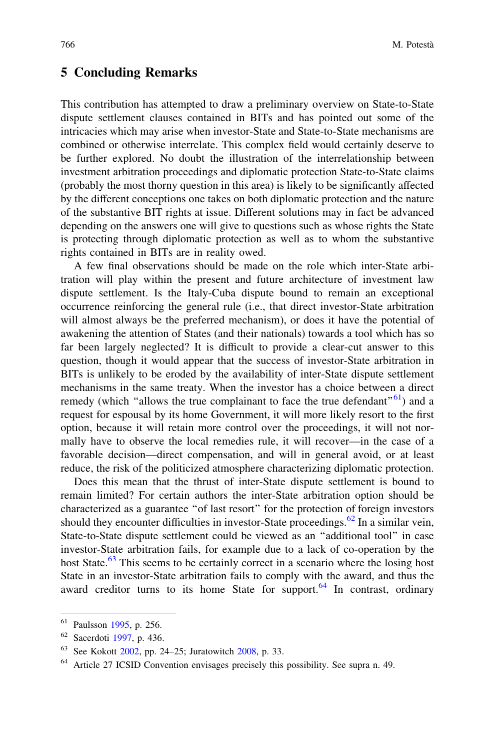## 5 Concluding Remarks

This contribution has attempted to draw a preliminary overview on State-to-State dispute settlement clauses contained in BITs and has pointed out some of the intricacies which may arise when investor-State and State-to-State mechanisms are combined or otherwise interrelate. This complex field would certainly deserve to be further explored. No doubt the illustration of the interrelationship between investment arbitration proceedings and diplomatic protection State-to-State claims (probably the most thorny question in this area) is likely to be significantly affected by the different conceptions one takes on both diplomatic protection and the nature of the substantive BIT rights at issue. Different solutions may in fact be advanced depending on the answers one will give to questions such as whose rights the State is protecting through diplomatic protection as well as to whom the substantive rights contained in BITs are in reality owed.

A few final observations should be made on the role which inter-State arbitration will play within the present and future architecture of investment law dispute settlement. Is the Italy-Cuba dispute bound to remain an exceptional occurrence reinforcing the general rule (i.e., that direct investor-State arbitration will almost always be the preferred mechanism), or does it have the potential of awakening the attention of States (and their nationals) towards a tool which has so far been largely neglected? It is difficult to provide a clear-cut answer to this question, though it would appear that the success of investor-State arbitration in BITs is unlikely to be eroded by the availability of inter-State dispute settlement mechanisms in the same treaty. When the investor has a choice between a direct remedy (which "allows the true complainant to face the true defendant"[61]) and a request for espousal by its home Government, it will more likely resort to the first option, because it will retain more control over the proceedings, it will not normally have to observe the local remedies rule, it will recover—in the case of a favorable decision—direct compensation, and will in general avoid, or at least reduce, the risk of the politicized atmosphere characterizing diplomatic protection.

Does this mean that the thrust of inter-State dispute settlement is bound to remain limited? For certain authors the inter-State arbitration option should be characterized as a guarantee "of last resort" for the protection of foreign investors should they encounter difficulties in investor-State proceedings.[62] In a similar vein, State-to-State dispute settlement could be viewed as an "additional tool" in case investor-State arbitration fails, for example due to a lack of co-operation by the host State.[63] This seems to be certainly correct in a scenario where the losing host State in an investor-State arbitration fails to comply with the award, and thus the award creditor turns to its home State for support.[64] In contrast, ordinary

---

[61] Paulsson 1995, p. 256.

[62] Sacerdoti 1997, p. 436.

[63] See Kokott 2002, pp. 24–25; Juratowitch 2008, p. 33.

[64] Article 27 ICSID Convention envisages precisely this possibility. See supra n. 49.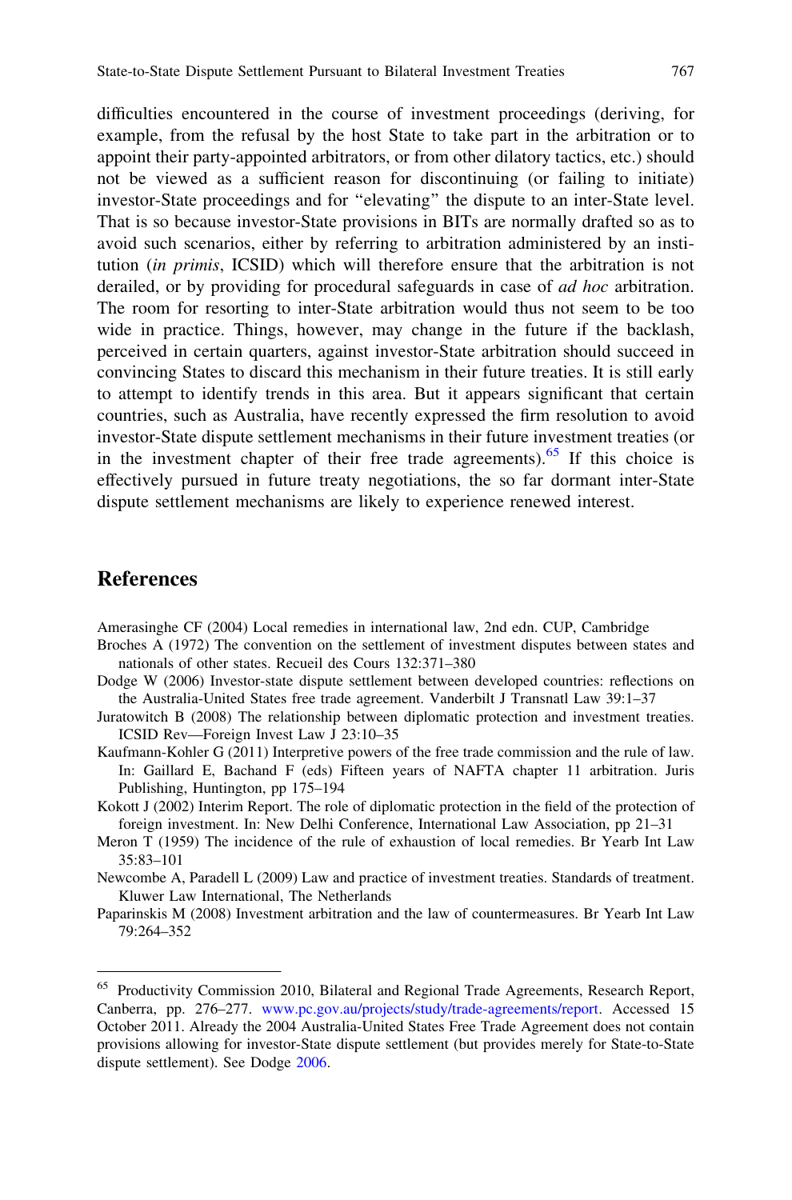difficulties encountered in the course of investment proceedings (deriving, for example, from the refusal by the host State to take part in the arbitration or to appoint their party-appointed arbitrators, or from other dilatory tactics, etc.) should not be viewed as a sufficient reason for discontinuing (or failing to initiate) investor-State proceedings and for "elevating" the dispute to an inter-State level. That is so because investor-State provisions in BITs are normally drafted so as to avoid such scenarios, either by referring to arbitration administered by an institution (*in primis*, ICSID) which will therefore ensure that the arbitration is not derailed, or by providing for procedural safeguards in case of *ad hoc* arbitration. The room for resorting to inter-State arbitration would thus not seem to be too wide in practice. Things, however, may change in the future if the backlash, perceived in certain quarters, against investor-State arbitration should succeed in convincing States to discard this mechanism in their future treaties. It is still early to attempt to identify trends in this area. But it appears significant that certain countries, such as Australia, have recently expressed the firm resolution to avoid investor-State dispute settlement mechanisms in their future investment treaties (or in the investment chapter of their free trade agreements).[65] If this choice is effectively pursued in future treaty negotiations, the so far dormant inter-State dispute settlement mechanisms are likely to experience renewed interest.

## References

Amerasinghe CF (2004) Local remedies in international law, 2nd edn. CUP, Cambridge

Broches A (1972) The convention on the settlement of investment disputes between states and nationals of other states. Recueil des Cours 132:371–380

Dodge W (2006) Investor-state dispute settlement between developed countries: reflections on the Australia-United States free trade agreement. Vanderbilt J Transnatl Law 39:1–37

Juratowitch B (2008) The relationship between diplomatic protection and investment treaties. ICSID Rev—Foreign Invest Law J 23:10–35

Kaufmann-Kohler G (2011) Interpretive powers of the free trade commission and the rule of law. In: Gaillard E, Bachand F (eds) Fifteen years of NAFTA chapter 11 arbitration. Juris Publishing, Huntington, pp 175–194

Kokott J (2002) Interim Report. The role of diplomatic protection in the field of the protection of foreign investment. In: New Delhi Conference, International Law Association, pp 21–31

Meron T (1959) The incidence of the rule of exhaustion of local remedies. Br Yearb Int Law 35:83–101

Newcombe A, Paradell L (2009) Law and practice of investment treaties. Standards of treatment. Kluwer Law International, The Netherlands

Paparinskis M (2008) Investment arbitration and the law of countermeasures. Br Yearb Int Law 79:264–352

---

[65] Productivity Commission 2010, Bilateral and Regional Trade Agreements, Research Report, Canberra, pp. 276–277. www.pc.gov.au/projects/study/trade-agreements/report. Accessed 15 October 2011. Already the 2004 Australia-United States Free Trade Agreement does not contain provisions allowing for investor-State dispute settlement (but provides merely for State-to-State dispute settlement). See Dodge 2006.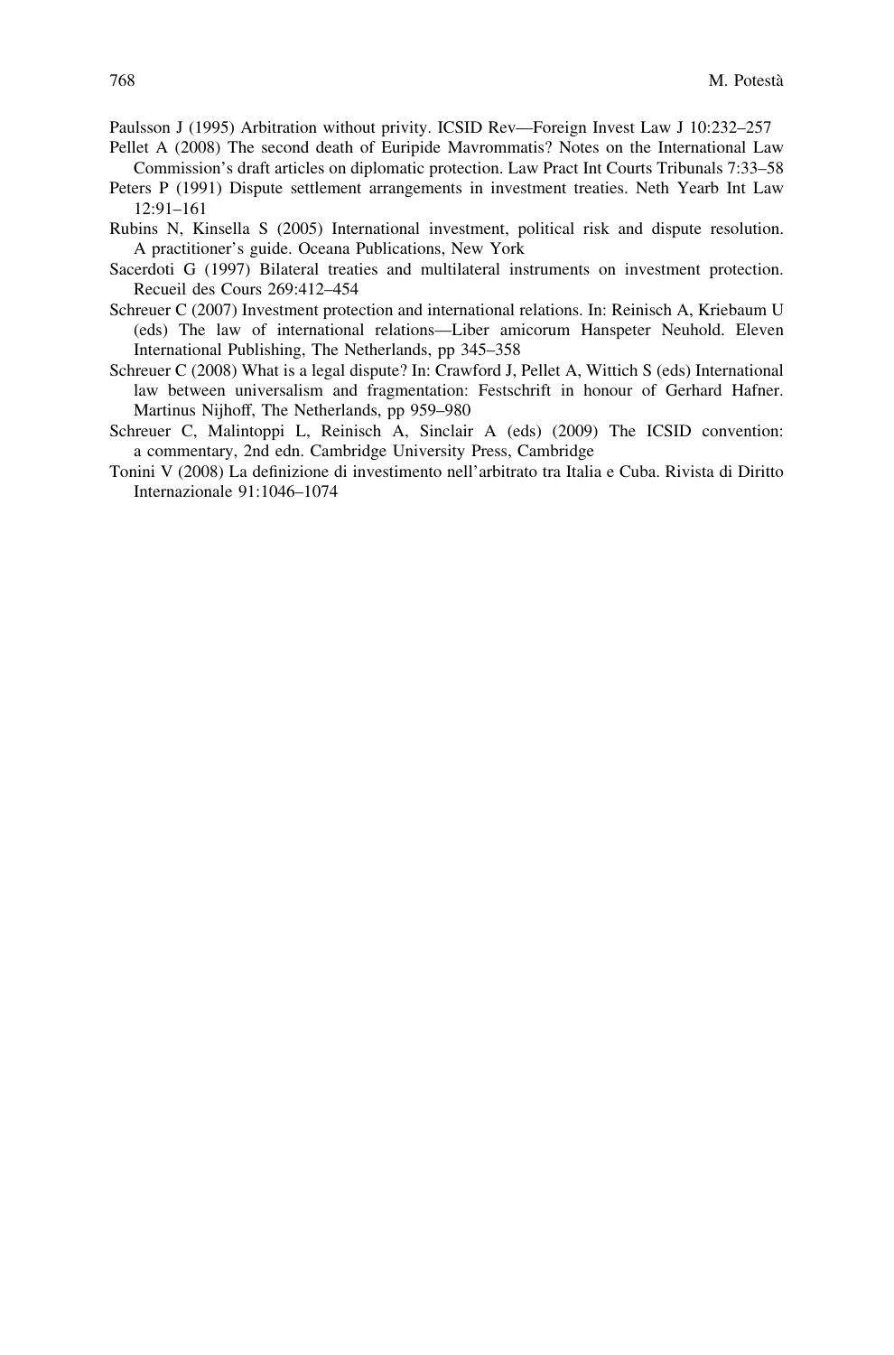Paulsson J (1995) Arbitration without privity. ICSID Rev—Foreign Invest Law J 10:232–257

Pellet A (2008) The second death of Euripide Mavrommatis? Notes on the International Law Commission's draft articles on diplomatic protection. Law Pract Int Courts Tribunals 7:33–58

Peters P (1991) Dispute settlement arrangements in investment treaties. Neth Yearb Int Law 12:91–161

Rubins N, Kinsella S (2005) International investment, political risk and dispute resolution. A practitioner's guide. Oceana Publications, New York

Sacerdoti G (1997) Bilateral treaties and multilateral instruments on investment protection. Recueil des Cours 269:412–454

Schreuer C (2007) Investment protection and international relations. In: Reinisch A, Kriebaum U (eds) The law of international relations—Liber amicorum Hanspeter Neuhold. Eleven International Publishing, The Netherlands, pp 345–358

Schreuer C (2008) What is a legal dispute? In: Crawford J, Pellet A, Wittich S (eds) International law between universalism and fragmentation: Festschrift in honour of Gerhard Hafner. Martinus Nijhoff, The Netherlands, pp 959–980

Schreuer C, Malintoppi L, Reinisch A, Sinclair A (eds) (2009) The ICSID convention: a commentary, 2nd edn. Cambridge University Press, Cambridge

Tonini V (2008) La definizione di investimento nell'arbitrato tra Italia e Cuba. Rivista di Diritto Internazionale 91:1046–1074